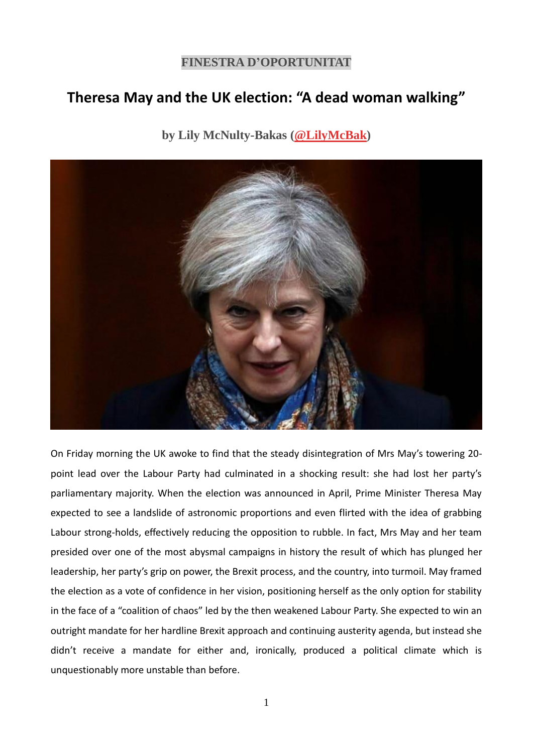FINESTRA D'OPORTUNITAT

# Theresa May and the UK election: "A dead woman walking"

**by Lily McNulty-Bakas (@LilyMcBak)**

On Friday morning the UK awoke to find that the steady disintegration of Mrs May's towering 20-point lead over the Labour Party had culminated in a shocking result: she had lost her party's parliamentary majority. When the election was announced in April, Prime Minister Theresa May expected to see a landslide of astronomic proportions and even flirted with the idea of grabbing Labour strong-holds, effectively reducing the opposition to rubble. In fact, Mrs May and her team presided over one of the most abysmal campaigns in history the result of which has plunged her leadership, her party's grip on power, the Brexit process, and the country, into turmoil. May framed the election as a vote of confidence in her vision, positioning herself as the only option for stability in the face of a "coalition of chaos" led by the then weakened Labour Party. She expected to win an outright mandate for her hardline Brexit approach and continuing austerity agenda, but instead she didn't receive a mandate for either and, ironically, produced a political climate which is unquestionably more unstable than before.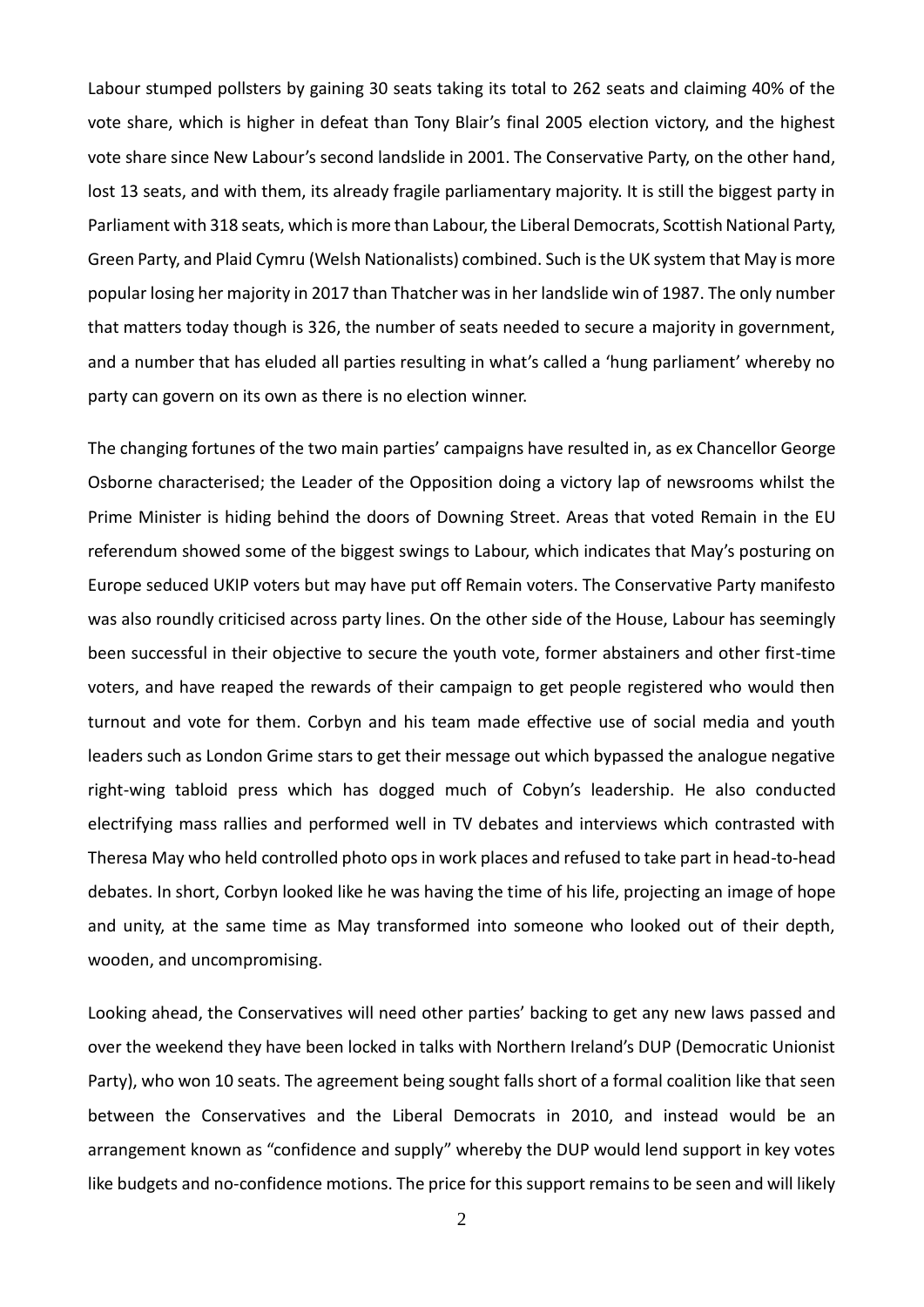Labour stumped pollsters by gaining 30 seats taking its total to 262 seats and claiming 40% of the vote share, which is higher in defeat than Tony Blair's final 2005 election victory, and the highest vote share since New Labour's second landslide in 2001. The Conservative Party, on the other hand, lost 13 seats, and with them, its already fragile parliamentary majority. It is still the biggest party in Parliament with 318 seats, which is more than Labour, the Liberal Democrats, Scottish National Party, Green Party, and Plaid Cymru (Welsh Nationalists) combined. Such is the UK system that May is more popular losing her majority in 2017 than Thatcher was in her landslide win of 1987. The only number that matters today though is 326, the number of seats needed to secure a majority in government, and a number that has eluded all parties resulting in what's called a 'hung parliament' whereby no party can govern on its own as there is no election winner.

The changing fortunes of the two main parties' campaigns have resulted in, as ex Chancellor George Osborne characterised; the Leader of the Opposition doing a victory lap of newsrooms whilst the Prime Minister is hiding behind the doors of Downing Street. Areas that voted Remain in the EU referendum showed some of the biggest swings to Labour, which indicates that May's posturing on Europe seduced UKIP voters but may have put off Remain voters. The Conservative Party manifesto was also roundly criticised across party lines. On the other side of the House, Labour has seemingly been successful in their objective to secure the youth vote, former abstainers and other first-time voters, and have reaped the rewards of their campaign to get people registered who would then turnout and vote for them. Corbyn and his team made effective use of social media and youth leaders such as London Grime stars to get their message out which bypassed the analogue negative right-wing tabloid press which has dogged much of Cobyn's leadership. He also conducted electrifying mass rallies and performed well in TV debates and interviews which contrasted with Theresa May who held controlled photo ops in work places and refused to take part in head-to-head debates. In short, Corbyn looked like he was having the time of his life, projecting an image of hope and unity, at the same time as May transformed into someone who looked out of their depth, wooden, and uncompromising.

Looking ahead, the Conservatives will need other parties' backing to get any new laws passed and over the weekend they have been locked in talks with Northern Ireland's DUP (Democratic Unionist Party), who won 10 seats. The agreement being sought falls short of a formal coalition like that seen between the Conservatives and the Liberal Democrats in 2010, and instead would be an arrangement known as "confidence and supply" whereby the DUP would lend support in key votes like budgets and no-confidence motions. The price for this support remains to be seen and will likely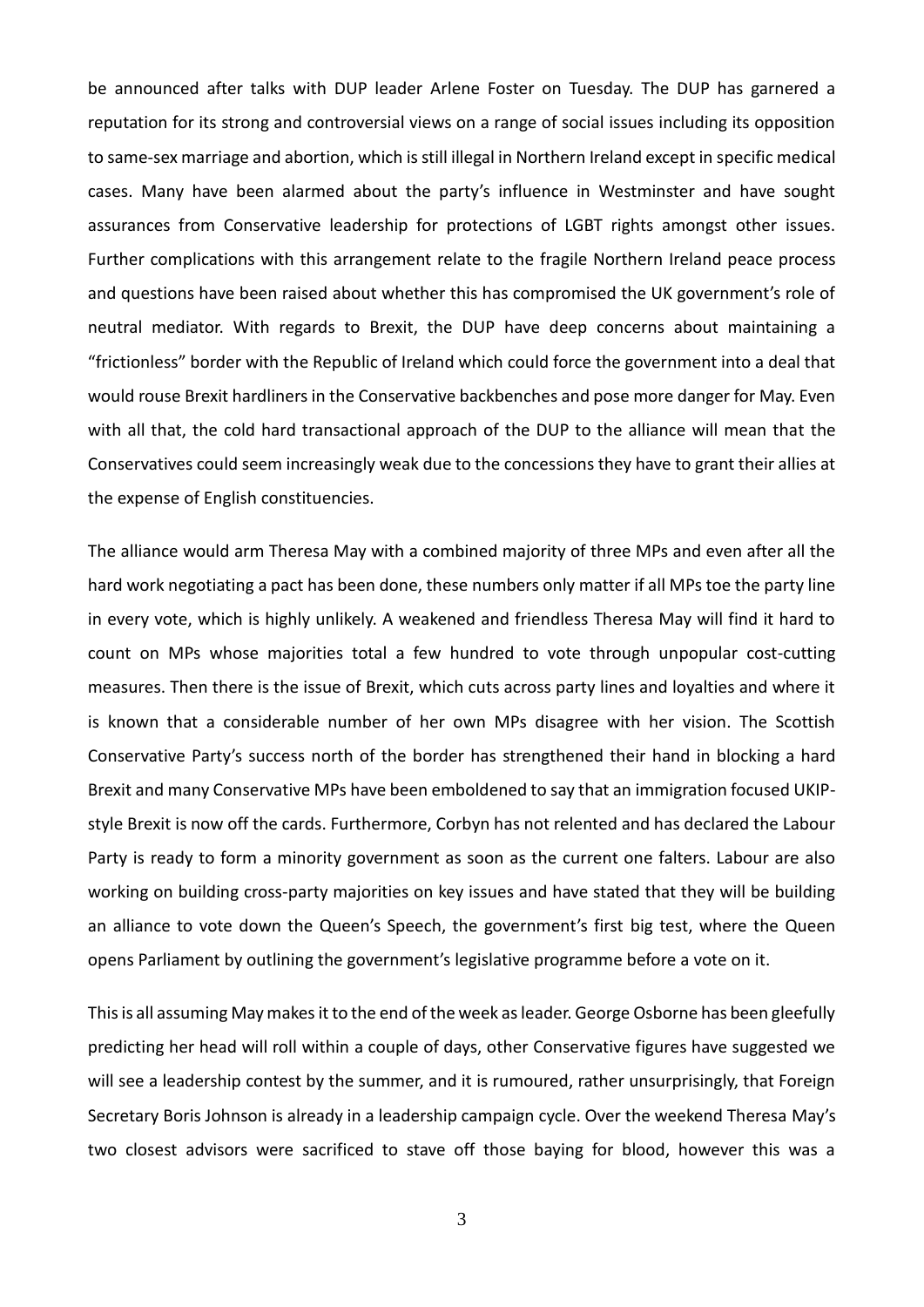be announced after talks with DUP leader Arlene Foster on Tuesday. The DUP has garnered a reputation for its strong and controversial views on a range of social issues including its opposition to same-sex marriage and abortion, which is still illegal in Northern Ireland except in specific medical cases. Many have been alarmed about the party's influence in Westminster and have sought assurances from Conservative leadership for protections of LGBT rights amongst other issues. Further complications with this arrangement relate to the fragile Northern Ireland peace process and questions have been raised about whether this has compromised the UK government's role of neutral mediator. With regards to Brexit, the DUP have deep concerns about maintaining a "frictionless" border with the Republic of Ireland which could force the government into a deal that would rouse Brexit hardliners in the Conservative backbenches and pose more danger for May. Even with all that, the cold hard transactional approach of the DUP to the alliance will mean that the Conservatives could seem increasingly weak due to the concessions they have to grant their allies at the expense of English constituencies.

The alliance would arm Theresa May with a combined majority of three MPs and even after all the hard work negotiating a pact has been done, these numbers only matter if all MPs toe the party line in every vote, which is highly unlikely. A weakened and friendless Theresa May will find it hard to count on MPs whose majorities total a few hundred to vote through unpopular cost-cutting measures. Then there is the issue of Brexit, which cuts across party lines and loyalties and where it is known that a considerable number of her own MPs disagree with her vision. The Scottish Conservative Party's success north of the border has strengthened their hand in blocking a hard Brexit and many Conservative MPs have been emboldened to say that an immigration focused UKIP-style Brexit is now off the cards. Furthermore, Corbyn has not relented and has declared the Labour Party is ready to form a minority government as soon as the current one falters. Labour are also working on building cross-party majorities on key issues and have stated that they will be building an alliance to vote down the Queen's Speech, the government's first big test, where the Queen opens Parliament by outlining the government's legislative programme before a vote on it.

This is all assuming May makes it to the end of the week as leader. George Osborne has been gleefully predicting her head will roll within a couple of days, other Conservative figures have suggested we will see a leadership contest by the summer, and it is rumoured, rather unsurprisingly, that Foreign Secretary Boris Johnson is already in a leadership campaign cycle. Over the weekend Theresa May's two closest advisors were sacrificed to stave off those baying for blood, however this was a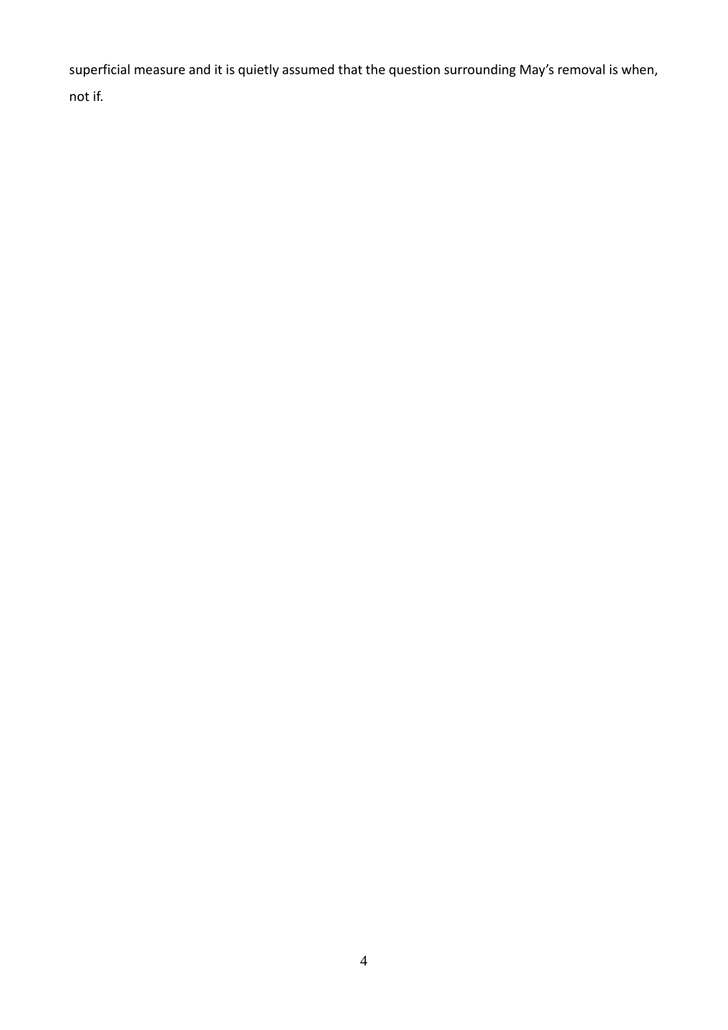superficial measure and it is quietly assumed that the question surrounding May's removal is when, not if.